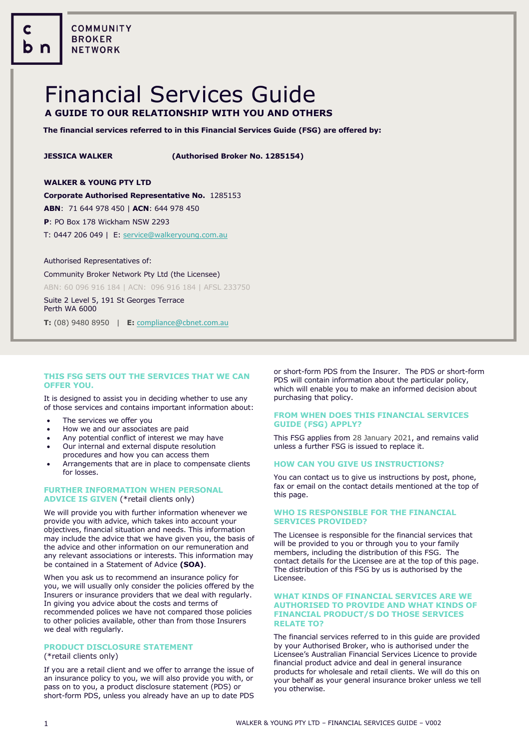COMMUNITY BROKER NETWORK

# Financial Services Guide

## A GUIDE TO OUR RELATIONSHIP WITH YOU AND OTHERS

**The financial services referred to in this Financial Services Guide (FSG) are offered by:**

**JESSICA WALKER** **(Authorised Broker No. 1285154)**

**WALKER & YOUNG PTY LTD**

**Corporate Authorised Representative No.** 1285153

**ABN**: 71 644 978 450 | **ACN**: 644 978 450

**P**: PO Box 178 Wickham NSW 2293

T: 0447 206 049 | E: service@walkeryoung.com.au

Authorised Representatives of:

Community Broker Network Pty Ltd (the Licensee)

ABN: 60 096 916 184 | ACN: 096 916 184 | AFSL 233750

Suite 2 Level 5, 191 St Georges Terrace
Perth WA 6000

**T:** (08) 9480 8950 | **E:** compliance@cbnet.com.au

### THIS FSG SETS OUT THE SERVICES THAT WE CAN OFFER YOU.

It is designed to assist you in deciding whether to use any of those services and contains important information about:

- The services we offer you
- How we and our associates are paid
- Any potential conflict of interest we may have
- Our internal and external dispute resolution procedures and how you can access them
- Arrangements that are in place to compensate clients for losses.

### FURTHER INFORMATION WHEN PERSONAL ADVICE IS GIVEN (*retail clients only)

We will provide you with further information whenever we provide you with advice, which takes into account your objectives, financial situation and needs. This information may include the advice that we have given you, the basis of the advice and other information on our remuneration and any relevant associations or interests. This information may be contained in a Statement of Advice **(SOA)**.

When you ask us to recommend an insurance policy for you, we will usually only consider the policies offered by the Insurers or insurance providers that we deal with regularly. In giving you advice about the costs and terms of recommended polices we have not compared those policies to other policies available, other than from those Insurers we deal with regularly.

### PRODUCT DISCLOSURE STATEMENT (*retail clients only)

If you are a retail client and we offer to arrange the issue of an insurance policy to you, we will also provide you with, or pass on to you, a product disclosure statement (PDS) or short-form PDS, unless you already have an up to date PDS or short-form PDS from the Insurer. The PDS or short-form PDS will contain information about the particular policy, which will enable you to make an informed decision about purchasing that policy.

### FROM WHEN DOES THIS FINANCIAL SERVICES GUIDE (FSG) APPLY?

This FSG applies from 28 January 2021, and remains valid unless a further FSG is issued to replace it.

### HOW CAN YOU GIVE US INSTRUCTIONS?

You can contact us to give us instructions by post, phone, fax or email on the contact details mentioned at the top of this page.

### WHO IS RESPONSIBLE FOR THE FINANCIAL SERVICES PROVIDED?

The Licensee is responsible for the financial services that will be provided to you or through you to your family members, including the distribution of this FSG. The contact details for the Licensee are at the top of this page. The distribution of this FSG by us is authorised by the Licensee.

### WHAT KINDS OF FINANCIAL SERVICES ARE WE AUTHORISED TO PROVIDE AND WHAT KINDS OF FINANCIAL PRODUCT/S DO THOSE SERVICES RELATE TO?

The financial services referred to in this guide are provided by your Authorised Broker, who is authorised under the Licensee's Australian Financial Services Licence to provide financial product advice and deal in general insurance products for wholesale and retail clients. We will do this on your behalf as your general insurance broker unless we tell you otherwise.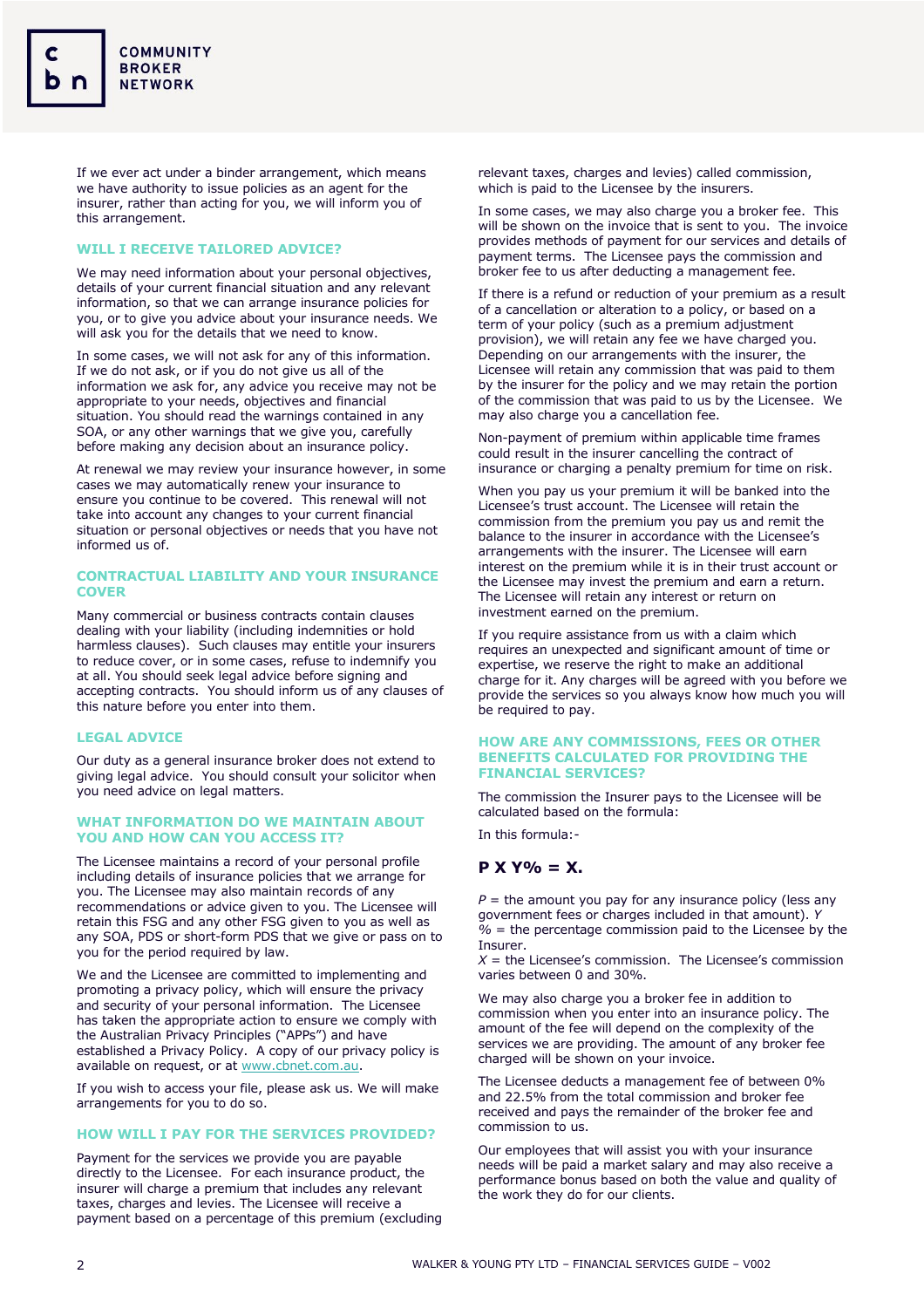If we ever act under a binder arrangement, which means we have authority to issue policies as an agent for the insurer, rather than acting for you, we will inform you of this arrangement.

## WILL I RECEIVE TAILORED ADVICE?

We may need information about your personal objectives, details of your current financial situation and any relevant information, so that we can arrange insurance policies for you, or to give you advice about your insurance needs. We will ask you for the details that we need to know.

In some cases, we will not ask for any of this information. If we do not ask, or if you do not give us all of the information we ask for, any advice you receive may not be appropriate to your needs, objectives and financial situation. You should read the warnings contained in any SOA, or any other warnings that we give you, carefully before making any decision about an insurance policy.

At renewal we may review your insurance however, in some cases we may automatically renew your insurance to ensure you continue to be covered. This renewal will not take into account any changes to your current financial situation or personal objectives or needs that you have not informed us of.

## CONTRACTUAL LIABILITY AND YOUR INSURANCE COVER

Many commercial or business contracts contain clauses dealing with your liability (including indemnities or hold harmless clauses). Such clauses may entitle your insurers to reduce cover, or in some cases, refuse to indemnify you at all. You should seek legal advice before signing and accepting contracts. You should inform us of any clauses of this nature before you enter into them.

## LEGAL ADVICE

Our duty as a general insurance broker does not extend to giving legal advice. You should consult your solicitor when you need advice on legal matters.

## WHAT INFORMATION DO WE MAINTAIN ABOUT YOU AND HOW CAN YOU ACCESS IT?

The Licensee maintains a record of your personal profile including details of insurance policies that we arrange for you. The Licensee may also maintain records of any recommendations or advice given to you. The Licensee will retain this FSG and any other FSG given to you as well as any SOA, PDS or short-form PDS that we give or pass on to you for the period required by law.

We and the Licensee are committed to implementing and promoting a privacy policy, which will ensure the privacy and security of your personal information. The Licensee has taken the appropriate action to ensure we comply with the Australian Privacy Principles ("APPs") and have established a Privacy Policy. A copy of our privacy policy is available on request, or at www.cbnet.com.au.

If you wish to access your file, please ask us. We will make arrangements for you to do so.

## HOW WILL I PAY FOR THE SERVICES PROVIDED?

Payment for the services we provide you are payable directly to the Licensee. For each insurance product, the insurer will charge a premium that includes any relevant taxes, charges and levies. The Licensee will receive a payment based on a percentage of this premium (excluding relevant taxes, charges and levies) called commission, which is paid to the Licensee by the insurers.

In some cases, we may also charge you a broker fee. This will be shown on the invoice that is sent to you. The invoice provides methods of payment for our services and details of payment terms. The Licensee pays the commission and broker fee to us after deducting a management fee.

If there is a refund or reduction of your premium as a result of a cancellation or alteration to a policy, or based on a term of your policy (such as a premium adjustment provision), we will retain any fee we have charged you. Depending on our arrangements with the insurer, the Licensee will retain any commission that was paid to them by the insurer for the policy and we may retain the portion of the commission that was paid to us by the Licensee. We may also charge you a cancellation fee.

Non-payment of premium within applicable time frames could result in the insurer cancelling the contract of insurance or charging a penalty premium for time on risk.

When you pay us your premium it will be banked into the Licensee's trust account. The Licensee will retain the commission from the premium you pay us and remit the balance to the insurer in accordance with the Licensee's arrangements with the insurer. The Licensee will earn interest on the premium while it is in their trust account or the Licensee may invest the premium and earn a return. The Licensee will retain any interest or return on investment earned on the premium.

If you require assistance from us with a claim which requires an unexpected and significant amount of time or expertise, we reserve the right to make an additional charge for it. Any charges will be agreed with you before we provide the services so you always know how much you will be required to pay.

## HOW ARE ANY COMMISSIONS, FEES OR OTHER BENEFITS CALCULATED FOR PROVIDING THE FINANCIAL SERVICES?

The commission the Insurer pays to the Licensee will be calculated based on the formula:

In this formula:-

**P X Y% = X.**

*P* = the amount you pay for any insurance policy (less any government fees or charges included in that amount). *Y %* = the percentage commission paid to the Licensee by the Insurer.
*X* = the Licensee's commission. The Licensee's commission varies between 0 and 30%.

We may also charge you a broker fee in addition to commission when you enter into an insurance policy. The amount of the fee will depend on the complexity of the services we are providing. The amount of any broker fee charged will be shown on your invoice.

The Licensee deducts a management fee of between 0% and 22.5% from the total commission and broker fee received and pays the remainder of the broker fee and commission to us.

Our employees that will assist you with your insurance needs will be paid a market salary and may also receive a performance bonus based on both the value and quality of the work they do for our clients.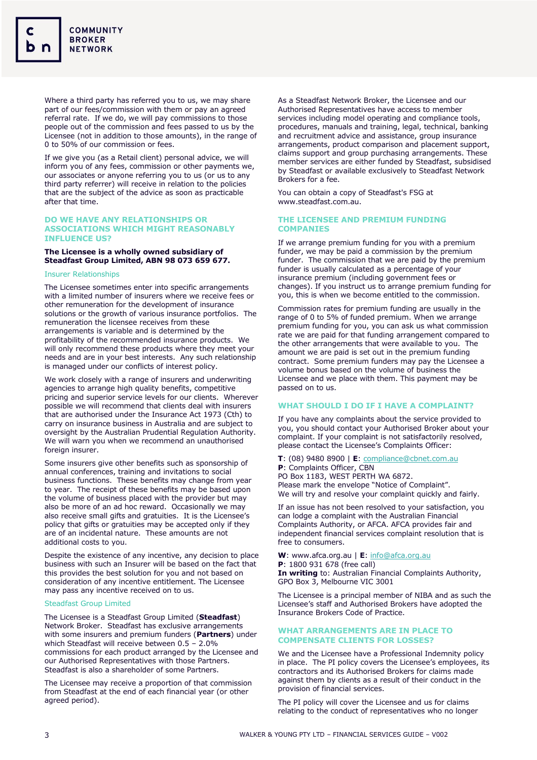Where a third party has referred you to us, we may share part of our fees/commission with them or pay an agreed referral rate. If we do, we will pay commissions to those people out of the commission and fees passed to us by the Licensee (not in addition to those amounts), in the range of 0 to 50% of our commission or fees.

If we give you (as a Retail client) personal advice, we will inform you of any fees, commission or other payments we, our associates or anyone referring you to us (or us to any third party referrer) will receive in relation to the policies that are the subject of the advice as soon as practicable after that time.

## DO WE HAVE ANY RELATIONSHIPS OR ASSOCIATIONS WHICH MIGHT REASONABLY INFLUENCE US?

**The Licensee is a wholly owned subsidiary of Steadfast Group Limited, ABN 98 073 659 677.**

### Insurer Relationships

The Licensee sometimes enter into specific arrangements with a limited number of insurers where we receive fees or other remuneration for the development of insurance solutions or the growth of various insurance portfolios. The remuneration the licensee receives from these arrangements is variable and is determined by the profitability of the recommended insurance products. We will only recommend these products where they meet your needs and are in your best interests. Any such relationship is managed under our conflicts of interest policy.

We work closely with a range of insurers and underwriting agencies to arrange high quality benefits, competitive pricing and superior service levels for our clients. Wherever possible we will recommend that clients deal with insurers that are authorised under the Insurance Act 1973 (Cth) to carry on insurance business in Australia and are subject to oversight by the Australian Prudential Regulation Authority. We will warn you when we recommend an unauthorised foreign insurer.

Some insurers give other benefits such as sponsorship of annual conferences, training and invitations to social business functions. These benefits may change from year to year. The receipt of these benefits may be based upon the volume of business placed with the provider but may also be more of an ad hoc reward. Occasionally we may also receive small gifts and gratuities. It is the Licensee's policy that gifts or gratuities may be accepted only if they are of an incidental nature. These amounts are not additional costs to you.

Despite the existence of any incentive, any decision to place business with such an Insurer will be based on the fact that this provides the best solution for you and not based on consideration of any incentive entitlement. The Licensee may pass any incentive received on to us.

### Steadfast Group Limited

The Licensee is a Steadfast Group Limited (**Steadfast**) Network Broker. Steadfast has exclusive arrangements with some insurers and premium funders (**Partners**) under which Steadfast will receive between 0.5 – 2.0% commissions for each product arranged by the Licensee and our Authorised Representatives with those Partners. Steadfast is also a shareholder of some Partners.

The Licensee may receive a proportion of that commission from Steadfast at the end of each financial year (or other agreed period).

As a Steadfast Network Broker, the Licensee and our Authorised Representatives have access to member services including model operating and compliance tools, procedures, manuals and training, legal, technical, banking and recruitment advice and assistance, group insurance arrangements, product comparison and placement support, claims support and group purchasing arrangements. These member services are either funded by Steadfast, subsidised by Steadfast or available exclusively to Steadfast Network Brokers for a fee.

You can obtain a copy of Steadfast's FSG at www.steadfast.com.au.

## THE LICENSEE AND PREMIUM FUNDING COMPANIES

If we arrange premium funding for you with a premium funder, we may be paid a commission by the premium funder. The commission that we are paid by the premium funder is usually calculated as a percentage of your insurance premium (including government fees or changes). If you instruct us to arrange premium funding for you, this is when we become entitled to the commission.

Commission rates for premium funding are usually in the range of 0 to 5% of funded premium. When we arrange premium funding for you, you can ask us what commission rate we are paid for that funding arrangement compared to the other arrangements that were available to you. The amount we are paid is set out in the premium funding contract. Some premium funders may pay the Licensee a volume bonus based on the volume of business the Licensee and we place with them. This payment may be passed on to us.

## WHAT SHOULD I DO IF I HAVE A COMPLAINT?

If you have any complaints about the service provided to you, you should contact your Authorised Broker about your complaint. If your complaint is not satisfactorily resolved, please contact the Licensee's Complaints Officer:

**T**: (08) 9480 8900 | **E**: compliance@cbnet.com.au
**P**: Complaints Officer, CBN
PO Box 1183, WEST PERTH WA 6872.
Please mark the envelope "Notice of Complaint".
We will try and resolve your complaint quickly and fairly.

If an issue has not been resolved to your satisfaction, you can lodge a complaint with the Australian Financial Complaints Authority, or AFCA. AFCA provides fair and independent financial services complaint resolution that is free to consumers.

**W**: www.afca.org.au | **E**: info@afca.org.au
**P**: 1800 931 678 (free call)
**In writing** to: Australian Financial Complaints Authority, GPO Box 3, Melbourne VIC 3001

The Licensee is a principal member of NIBA and as such the Licensee's staff and Authorised Brokers have adopted the Insurance Brokers Code of Practice.

## WHAT ARRANGEMENTS ARE IN PLACE TO COMPENSATE CLIENTS FOR LOSSES?

We and the Licensee have a Professional Indemnity policy in place. The PI policy covers the Licensee's employees, its contractors and its Authorised Brokers for claims made against them by clients as a result of their conduct in the provision of financial services.

The PI policy will cover the Licensee and us for claims relating to the conduct of representatives who no longer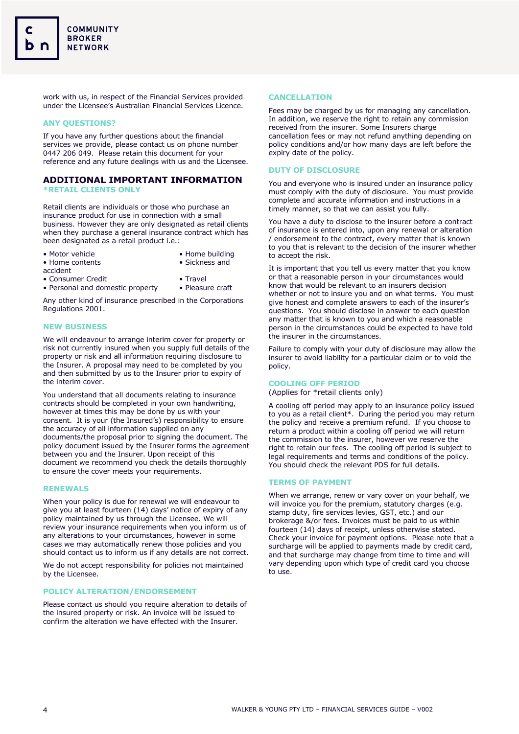work with us, in respect of the Financial Services provided under the Licensee's Australian Financial Services Licence.

### ANY QUESTIONS?

If you have any further questions about the financial services we provide, please contact us on phone number 0447 206 049. Please retain this document for your reference and any future dealings with us and the Licensee.

## ADDITIONAL IMPORTANT INFORMATION

### *RETAIL CLIENTS ONLY

Retail clients are individuals or those who purchase an insurance product for use in connection with a small business. However they are only designated as retail clients when they purchase a general insurance contract which has been designated as a retail product i.e.:

- Motor vehicle
- Home building
- Home contents
- Sickness and accident
- Consumer Credit
- Travel
- Personal and domestic property
- Pleasure craft

Any other kind of insurance prescribed in the Corporations Regulations 2001.

### NEW BUSINESS

We will endeavour to arrange interim cover for property or risk not currently insured when you supply full details of the property or risk and all information requiring disclosure to the Insurer. A proposal may need to be completed by you and then submitted by us to the Insurer prior to expiry of the interim cover.

You understand that all documents relating to insurance contracts should be completed in your own handwriting, however at times this may be done by us with your consent. It is your (the Insured's) responsibility to ensure the accuracy of all information supplied on any documents/the proposal prior to signing the document. The policy document issued by the Insurer forms the agreement between you and the Insurer. Upon receipt of this document we recommend you check the details thoroughly to ensure the cover meets your requirements.

### RENEWALS

When your policy is due for renewal we will endeavour to give you at least fourteen (14) days' notice of expiry of any policy maintained by us through the Licensee. We will review your insurance requirements when you inform us of any alterations to your circumstances, however in some cases we may automatically renew those policies and you should contact us to inform us if any details are not correct.

We do not accept responsibility for policies not maintained by the Licensee.

### POLICY ALTERATION/ENDORSEMENT

Please contact us should you require alteration to details of the insured property or risk. An invoice will be issued to confirm the alteration we have effected with the Insurer.

### CANCELLATION

Fees may be charged by us for managing any cancellation. In addition, we reserve the right to retain any commission received from the insurer. Some Insurers charge cancellation fees or may not refund anything depending on policy conditions and/or how many days are left before the expiry date of the policy.

### DUTY OF DISCLOSURE

You and everyone who is insured under an insurance policy must comply with the duty of disclosure. You must provide complete and accurate information and instructions in a timely manner, so that we can assist you fully.

You have a duty to disclose to the insurer before a contract of insurance is entered into, upon any renewal or alteration / endorsement to the contract, every matter that is known to you that is relevant to the decision of the insurer whether to accept the risk.

It is important that you tell us every matter that you know or that a reasonable person in your circumstances would know that would be relevant to an insurers decision whether or not to insure you and on what terms. You must give honest and complete answers to each of the insurer's questions. You should disclose in answer to each question any matter that is known to you and which a reasonable person in the circumstances could be expected to have told the insurer in the circumstances.

Failure to comply with your duty of disclosure may allow the insurer to avoid liability for a particular claim or to void the policy.

### COOLING OFF PERIOD

(Applies for *retail clients only)

A cooling off period may apply to an insurance policy issued to you as a retail client*. During the period you may return the policy and receive a premium refund. If you choose to return a product within a cooling off period we will return the commission to the insurer, however we reserve the right to retain our fees. The cooling off period is subject to legal requirements and terms and conditions of the policy. You should check the relevant PDS for full details.

### TERMS OF PAYMENT

When we arrange, renew or vary cover on your behalf, we will invoice you for the premium, statutory charges (e.g. stamp duty, fire services levies, GST, etc.) and our brokerage &/or fees. Invoices must be paid to us within fourteen (14) days of receipt, unless otherwise stated. Check your invoice for payment options. Please note that a surcharge will be applied to payments made by credit card, and that surcharge may change from time to time and will vary depending upon which type of credit card you choose to use.